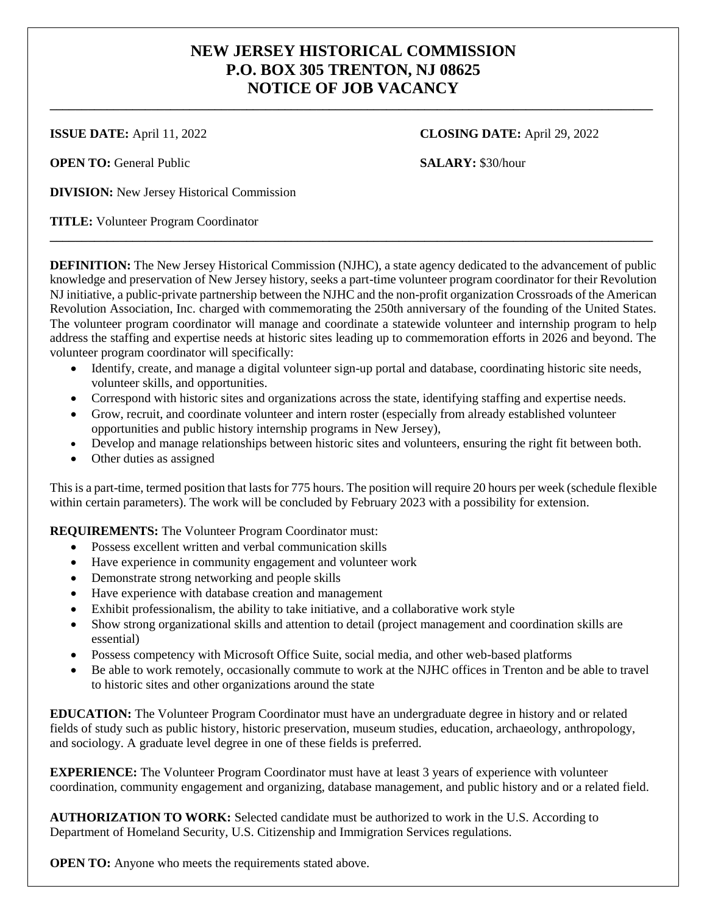# NEW JERSEY HISTORICAL COMMISSION
# P.O. BOX 305 TRENTON, NJ 08625
# NOTICE OF JOB VACANCY

---

**ISSUE DATE:** April 11, 2022

**CLOSING DATE:** April 29, 2022

**OPEN TO:** General Public

**SALARY:** $30/hour

**DIVISION:** New Jersey Historical Commission

**TITLE:** Volunteer Program Coordinator

---

**DEFINITION:** The New Jersey Historical Commission (NJHC), a state agency dedicated to the advancement of public knowledge and preservation of New Jersey history, seeks a part-time volunteer program coordinator for their Revolution NJ initiative, a public-private partnership between the NJHC and the non-profit organization Crossroads of the American Revolution Association, Inc. charged with commemorating the 250th anniversary of the founding of the United States. The volunteer program coordinator will manage and coordinate a statewide volunteer and internship program to help address the staffing and expertise needs at historic sites leading up to commemoration efforts in 2026 and beyond. The volunteer program coordinator will specifically:

- Identify, create, and manage a digital volunteer sign-up portal and database, coordinating historic site needs, volunteer skills, and opportunities.
- Correspond with historic sites and organizations across the state, identifying staffing and expertise needs.
- Grow, recruit, and coordinate volunteer and intern roster (especially from already established volunteer opportunities and public history internship programs in New Jersey),
- Develop and manage relationships between historic sites and volunteers, ensuring the right fit between both.
- Other duties as assigned

This is a part-time, termed position that lasts for 775 hours. The position will require 20 hours per week (schedule flexible within certain parameters). The work will be concluded by February 2023 with a possibility for extension.

**REQUIREMENTS:** The Volunteer Program Coordinator must:

- Possess excellent written and verbal communication skills
- Have experience in community engagement and volunteer work
- Demonstrate strong networking and people skills
- Have experience with database creation and management
- Exhibit professionalism, the ability to take initiative, and a collaborative work style
- Show strong organizational skills and attention to detail (project management and coordination skills are essential)
- Possess competency with Microsoft Office Suite, social media, and other web-based platforms
- Be able to work remotely, occasionally commute to work at the NJHC offices in Trenton and be able to travel to historic sites and other organizations around the state

**EDUCATION:** The Volunteer Program Coordinator must have an undergraduate degree in history and or related fields of study such as public history, historic preservation, museum studies, education, archaeology, anthropology, and sociology. A graduate level degree in one of these fields is preferred.

**EXPERIENCE:** The Volunteer Program Coordinator must have at least 3 years of experience with volunteer coordination, community engagement and organizing, database management, and public history and or a related field.

**AUTHORIZATION TO WORK:** Selected candidate must be authorized to work in the U.S. According to Department of Homeland Security, U.S. Citizenship and Immigration Services regulations.

**OPEN TO:** Anyone who meets the requirements stated above.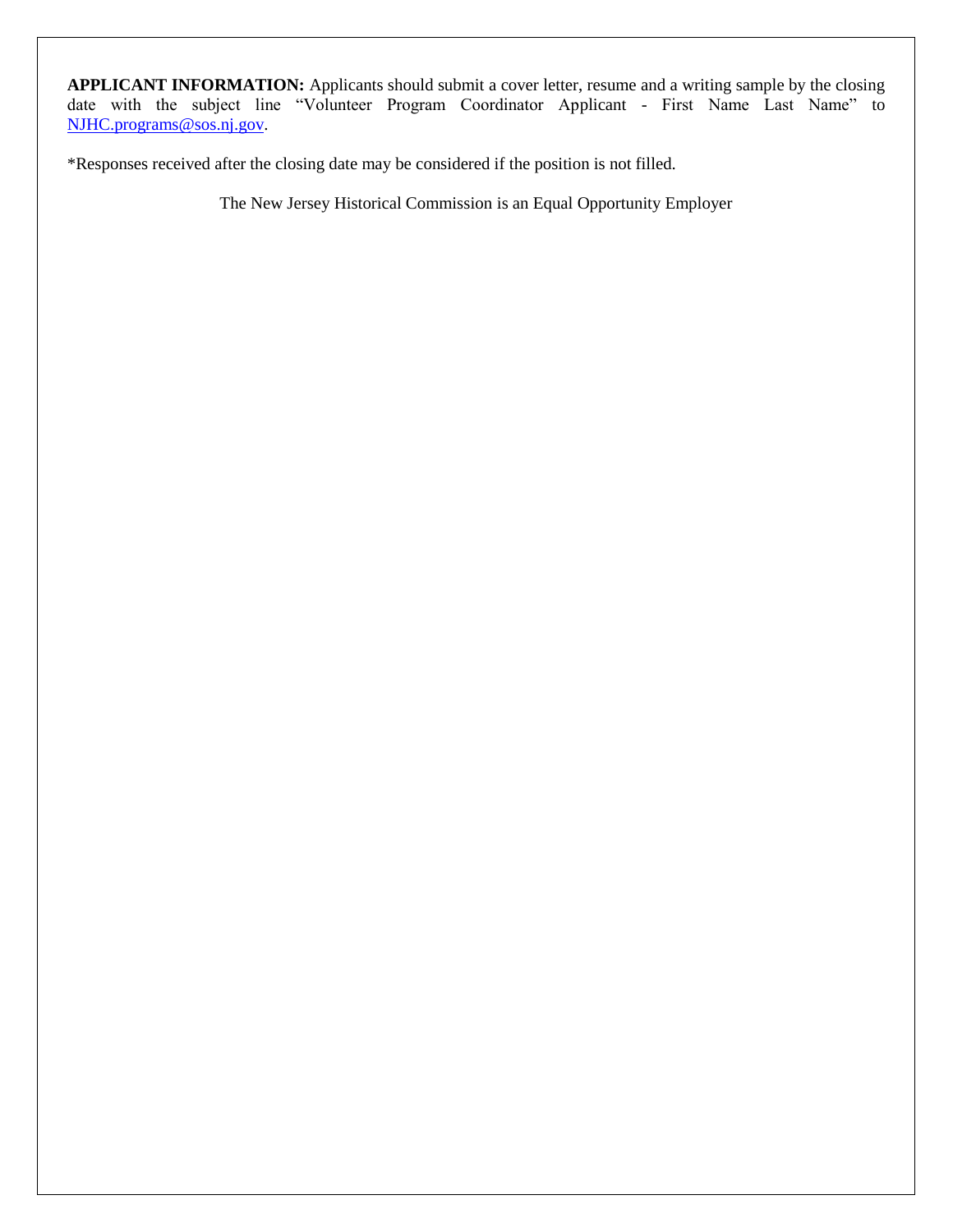**APPLICANT INFORMATION:** Applicants should submit a cover letter, resume and a writing sample by the closing date with the subject line "Volunteer Program Coordinator Applicant - First Name Last Name" to NJHC.programs@sos.nj.gov.

*Responses received after the closing date may be considered if the position is not filled.

The New Jersey Historical Commission is an Equal Opportunity Employer